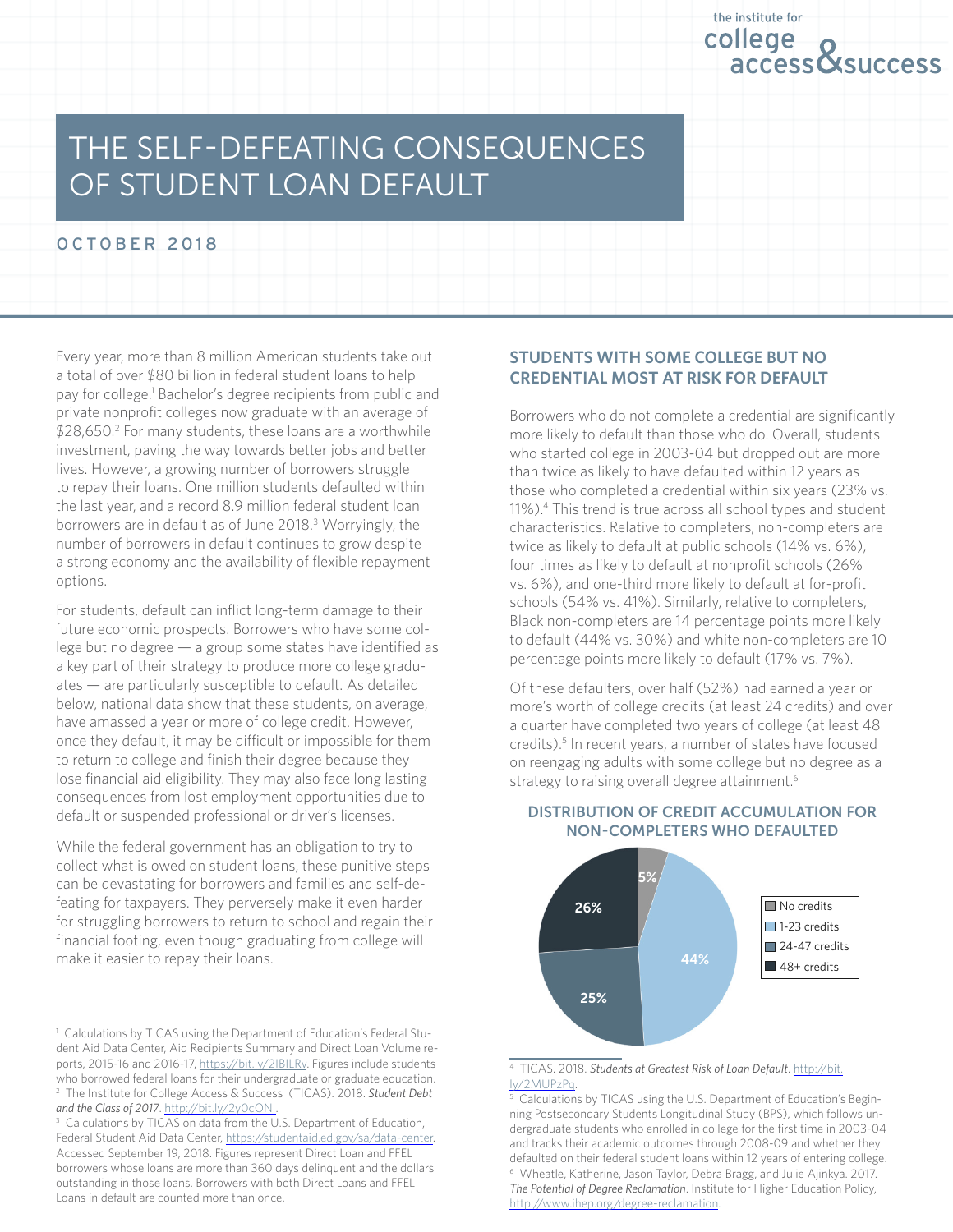the institute for college access & success

# THE SELF-DEFEATING CONSEQUENCES OF STUDENT LOAN DEFAULT

OCTOBER 2018

Every year, more than 8 million American students take out a total of over $80 billion in federal student loans to help pay for college.[1] Bachelor's degree recipients from public and private nonprofit colleges now graduate with an average of $28,650.[2] For many students, these loans are a worthwhile investment, paving the way towards better jobs and better lives. However, a growing number of borrowers struggle to repay their loans. One million students defaulted within the last year, and a record 8.9 million federal student loan borrowers are in default as of June 2018.[3] Worryingly, the number of borrowers in default continues to grow despite a strong economy and the availability of flexible repayment options.

For students, default can inflict long-term damage to their future economic prospects. Borrowers who have some college but no degree — a group some states have identified as a key part of their strategy to produce more college graduates — are particularly susceptible to default. As detailed below, national data show that these students, on average, have amassed a year or more of college credit. However, once they default, it may be difficult or impossible for them to return to college and finish their degree because they lose financial aid eligibility. They may also face long lasting consequences from lost employment opportunities due to default or suspended professional or driver's licenses.

While the federal government has an obligation to try to collect what is owed on student loans, these punitive steps can be devastating for borrowers and families and self-defeating for taxpayers. They perversely make it even harder for struggling borrowers to return to school and regain their financial footing, even though graduating from college will make it easier to repay their loans.

## STUDENTS WITH SOME COLLEGE BUT NO CREDENTIAL MOST AT RISK FOR DEFAULT

Borrowers who do not complete a credential are significantly more likely to default than those who do. Overall, students who started college in 2003-04 but dropped out are more than twice as likely to have defaulted within 12 years as those who completed a credential within six years (23% vs. 11%).[4] This trend is true across all school types and student characteristics. Relative to completers, non-completers are twice as likely to default at public schools (14% vs. 6%), four times as likely to default at nonprofit schools (26% vs. 6%), and one-third more likely to default at for-profit schools (54% vs. 41%). Similarly, relative to completers, Black non-completers are 14 percentage points more likely to default (44% vs. 30%) and white non-completers are 10 percentage points more likely to default (17% vs. 7%).

Of these defaulters, over half (52%) had earned a year or more's worth of college credits (at least 24 credits) and over a quarter have completed two years of college (at least 48 credits).[5] In recent years, a number of states have focused on reengaging adults with some college but no degree as a strategy to raising overall degree attainment.[6]

**DISTRIBUTION OF CREDIT ACCUMULATION FOR NON-COMPLETERS WHO DEFAULTED**

| Credits | Share |
|---|---|
| No credits | 5% |
| 1-23 credits | 44% |
| 24-47 credits | 25% |
| 48+ credits | 26% |

---

[1] Calculations by TICAS using the Department of Education's Federal Student Aid Data Center, Aid Recipients Summary and Direct Loan Volume reports, 2015-16 and 2016-17, https://bit.ly/2IBILRv. Figures include students who borrowed federal loans for their undergraduate or graduate education.

[2] The Institute for College Access & Success (TICAS). 2018. *Student Debt and the Class of 2017*. http://bit.ly/2y0cONI.

[3] Calculations by TICAS on data from the U.S. Department of Education, Federal Student Aid Data Center, https://studentaid.ed.gov/sa/data-center. Accessed September 19, 2018. Figures represent Direct Loan and FFEL borrowers whose loans are more than 360 days delinquent and the dollars outstanding in those loans. Borrowers with both Direct Loans and FFEL Loans in default are counted more than once.

[4] TICAS. 2018. ***Students at Greatest Risk of Loan Default***. http://bit.ly/2MUPzPq.

[5] Calculations by TICAS using the U.S. Department of Education's Beginning Postsecondary Students Longitudinal Study (BPS), which follows undergraduate students who enrolled in college for the first time in 2003-04 and tracks their academic outcomes through 2008-09 and whether they defaulted on their federal student loans within 12 years of entering college.

[6] Wheatle, Katherine, Jason Taylor, Debra Bragg, and Julie Ajinkya. 2017. *The Potential of Degree Reclamation*. Institute for Higher Education Policy, http://www.ihep.org/degree-reclamation.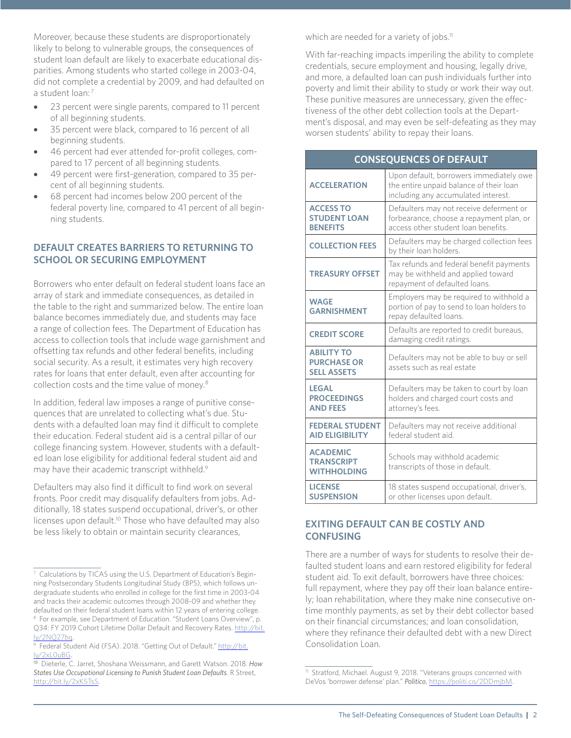Moreover, because these students are disproportionately likely to belong to vulnerable groups, the consequences of student loan default are likely to exacerbate educational disparities. Among students who started college in 2003-04, did not complete a credential by 2009, and had defaulted on a student loan:[7]

- 23 percent were single parents, compared to 11 percent of all beginning students.
- 35 percent were black, compared to 16 percent of all beginning students.
- 46 percent had ever attended for-profit colleges, compared to 17 percent of all beginning students.
- 49 percent were first-generation, compared to 35 percent of all beginning students.
- 68 percent had incomes below 200 percent of the federal poverty line, compared to 41 percent of all beginning students.

## DEFAULT CREATES BARRIERS TO RETURNING TO SCHOOL OR SECURING EMPLOYMENT

Borrowers who enter default on federal student loans face an array of stark and immediate consequences, as detailed in the table to the right and summarized below. The entire loan balance becomes immediately due, and students may face a range of collection fees. The Department of Education has access to collection tools that include wage garnishment and offsetting tax refunds and other federal benefits, including social security. As a result, it estimates very high recovery rates for loans that enter default, even after accounting for collection costs and the time value of money.[8]

In addition, federal law imposes a range of punitive consequences that are unrelated to collecting what's due. Students with a defaulted loan may find it difficult to complete their education. Federal student aid is a central pillar of our college financing system. However, students with a defaulted loan lose eligibility for additional federal student aid and may have their academic transcript withheld.[9]

Defaulters may also find it difficult to find work on several fronts. Poor credit may disqualify defaulters from jobs. Additionally, 18 states suspend occupational, driver's, or other licenses upon default.[10] Those who have defaulted may also be less likely to obtain or maintain security clearances, which are needed for a variety of jobs.[11]

With far-reaching impacts imperiling the ability to complete credentials, secure employment and housing, legally drive, and more, a defaulted loan can push individuals further into poverty and limit their ability to study or work their way out. These punitive measures are unnecessary, given the effectiveness of the other debt collection tools at the Department's disposal, and may even be self-defeating as they may worsen students' ability to repay their loans.

| CONSEQUENCES OF DEFAULT | |
|---|---|
| **ACCELERATION** | Upon default, borrowers immediately owe the entire unpaid balance of their loan including any accumulated interest. |
| **ACCESS TO STUDENT LOAN BENEFITS** | Defaulters may not receive deferment or forbearance, choose a repayment plan, or access other student loan benefits. |
| **COLLECTION FEES** | Defaulters may be charged collection fees by their loan holders. |
| **TREASURY OFFSET** | Tax refunds and federal benefit payments may be withheld and applied toward repayment of defaulted loans. |
| **WAGE GARNISHMENT** | Employers may be required to withhold a portion of pay to send to loan holders to repay defaulted loans. |
| **CREDIT SCORE** | Defaults are reported to credit bureaus, damaging credit ratings. |
| **ABILITY TO PURCHASE OR SELL ASSETS** | Defaulters may not be able to buy or sell assets such as real estate |
| **LEGAL PROCEEDINGS AND FEES** | Defaulters may be taken to court by loan holders and charged court costs and attorney's fees. |
| **FEDERAL STUDENT AID ELIGIBILITY** | Defaulters may not receive additional federal student aid. |
| **ACADEMIC TRANSCRIPT WITHHOLDING** | Schools may withhold academic transcripts of those in default. |
| **LICENSE SUSPENSION** | 18 states suspend occupational, driver's, or other licenses upon default. |

## EXITING DEFAULT CAN BE COSTLY AND CONFUSING

There are a number of ways for students to resolve their defaulted student loans and earn restored eligibility for federal student aid. To exit default, borrowers have three choices: full repayment, where they pay off their loan balance entirely; loan rehabilitation, where they make nine consecutive on-time monthly payments, as set by their debt collector based on their financial circumstances; and loan consolidation, where they refinance their defaulted debt with a new Direct Consolidation Loan.

---

[7] Calculations by TICAS using the U.S. Department of Education's Beginning Postsecondary Students Longitudinal Study (BPS), which follows undergraduate students who enrolled in college for the first time in 2003-04 and tracks their academic outcomes through 2008-09 and whether they defaulted on their federal student loans within 12 years of entering college.

[8] For example, see Department of Education. "Student Loans Overview", p. Q34: FY 2019 Cohort Lifetime Dollar Default and Recovery Rates. http://bit.ly/2NQ27bq.

[9] Federal Student Aid (FSA). 2018. "Getting Out of Default." http://bit.ly/2xL0uBG.

[10] Dieterle, C. Jarret, Shoshana Weissmann, and Garett Watson. 2018. *How States Use Occupational Licensing to Punish Student Loan Defaults*. R Street, http://bit.ly/2xK5TsS.

[11] Stratford, Michael. August 9, 2018. "Veterans groups concerned with DeVos 'borrower defense' plan." *Politico*, https://politi.co/2DDmjbM.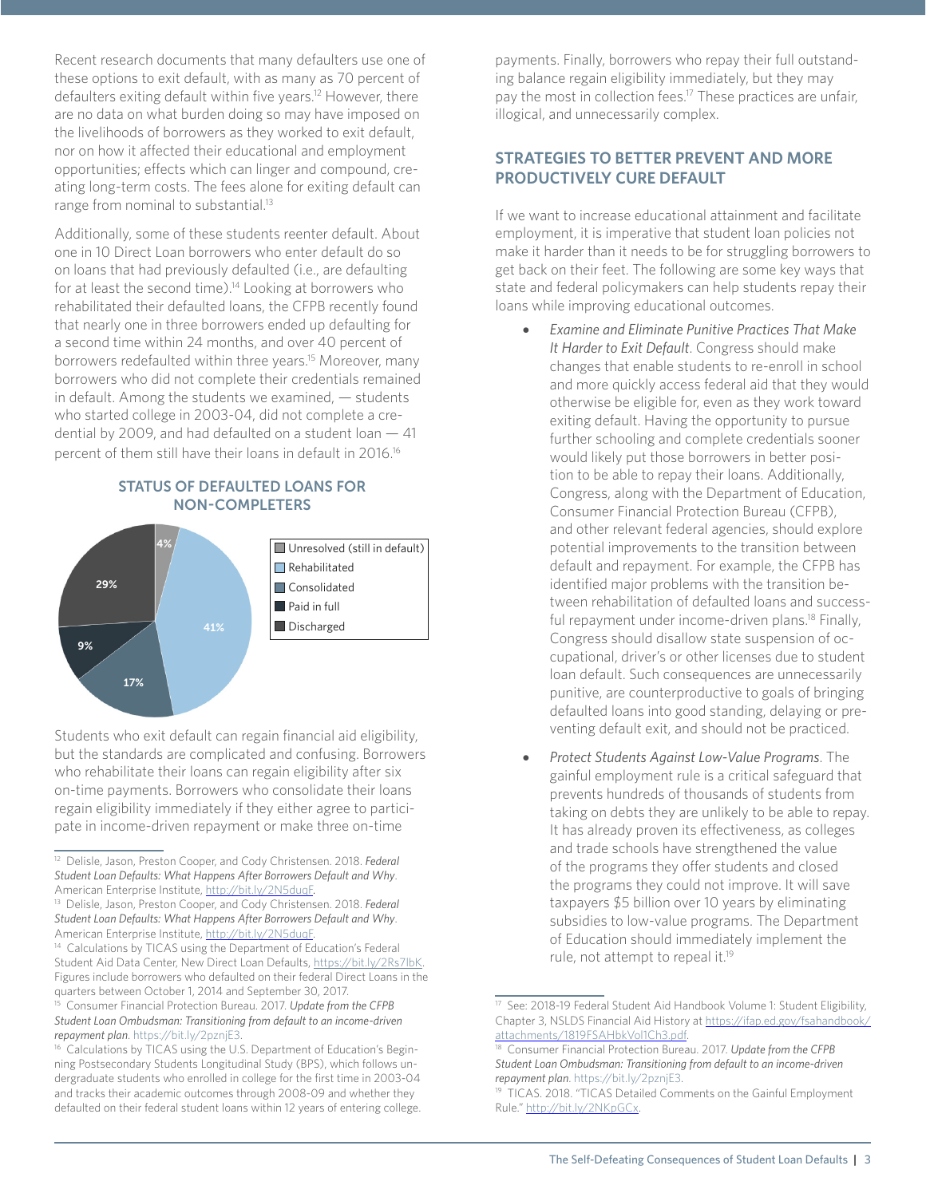Recent research documents that many defaulters use one of these options to exit default, with as many as 70 percent of defaulters exiting default within five years.[12] However, there are no data on what burden doing so may have imposed on the livelihoods of borrowers as they worked to exit default, nor on how it affected their educational and employment opportunities; effects which can linger and compound, creating long-term costs. The fees alone for exiting default can range from nominal to substantial.[13]

Additionally, some of these students reenter default. About one in 10 Direct Loan borrowers who enter default do so on loans that had previously defaulted (i.e., are defaulting for at least the second time).[14] Looking at borrowers who rehabilitated their defaulted loans, the CFPB recently found that nearly one in three borrowers ended up defaulting for a second time within 24 months, and over 40 percent of borrowers redefaulted within three years.[15] Moreover, many borrowers who did not complete their credentials remained in default. Among the students we examined, — students who started college in 2003-04, did not complete a credential by 2009, and had defaulted on a student loan — 41 percent of them still have their loans in default in 2016.[16]

**STATUS OF DEFAULTED LOANS FOR NON-COMPLETERS**

| Status | Percent |
|---|---|
| Unresolved (still in default) | 41% |
| Rehabilitated | 17% |
| Consolidated | 9% |
| Paid in full | 29% |
| Discharged | 4% |

Students who exit default can regain financial aid eligibility, but the standards are complicated and confusing. Borrowers who rehabilitate their loans can regain eligibility after six on-time payments. Borrowers who consolidate their loans regain eligibility immediately if they either agree to participate in income-driven repayment or make three on-time payments. Finally, borrowers who repay their full outstanding balance regain eligibility immediately, but they may pay the most in collection fees.[17] These practices are unfair, illogical, and unnecessarily complex.

## STRATEGIES TO BETTER PREVENT AND MORE PRODUCTIVELY CURE DEFAULT

If we want to increase educational attainment and facilitate employment, it is imperative that student loan policies not make it harder than it needs to be for struggling borrowers to get back on their feet. The following are some key ways that state and federal policymakers can help students repay their loans while improving educational outcomes.

- *Examine and Eliminate Punitive Practices That Make It Harder to Exit Default*. Congress should make changes that enable students to re-enroll in school and more quickly access federal aid that they would otherwise be eligible for, even as they work toward exiting default. Having the opportunity to pursue further schooling and complete credentials sooner would likely put those borrowers in better position to be able to repay their loans. Additionally, Congress, along with the Department of Education, Consumer Financial Protection Bureau (CFPB), and other relevant federal agencies, should explore potential improvements to the transition between default and repayment. For example, the CFPB has identified major problems with the transition between rehabilitation of defaulted loans and successful repayment under income-driven plans.[18] Finally, Congress should disallow state suspension of occupational, driver's or other licenses due to student loan default. Such consequences are unnecessarily punitive, are counterproductive to goals of bringing defaulted loans into good standing, delaying or preventing default exit, and should not be practiced.

- *Protect Students Against Low-Value Programs*. The gainful employment rule is a critical safeguard that prevents hundreds of thousands of students from taking on debts they are unlikely to be able to repay. It has already proven its effectiveness, as colleges and trade schools have strengthened the value of the programs they offer students and closed the programs they could not improve. It will save taxpayers $5 billion over 10 years by eliminating subsidies to low-value programs. The Department of Education should immediately implement the rule, not attempt to repeal it.[19]

---

[12] Delisle, Jason, Preston Cooper, and Cody Christensen. 2018. *Federal Student Loan Defaults: What Happens After Borrowers Default and Why*. American Enterprise Institute, http://bit.ly/2N5duqF.

[13] Delisle, Jason, Preston Cooper, and Cody Christensen. 2018. *Federal Student Loan Defaults: What Happens After Borrowers Default and Why*. American Enterprise Institute, http://bit.ly/2N5duqF.

[14] Calculations by TICAS using the Department of Education's Federal Student Aid Data Center, New Direct Loan Defaults, https://bit.ly/2Rs7lbK. Figures include borrowers who defaulted on their federal Direct Loans in the quarters between October 1, 2014 and September 30, 2017.

[15] Consumer Financial Protection Bureau. 2017. *Update from the CFPB Student Loan Ombudsman: Transitioning from default to an income-driven repayment plan*. https://bit.ly/2pznjE3.

[16] Calculations by TICAS using the U.S. Department of Education's Beginning Postsecondary Students Longitudinal Study (BPS), which follows undergraduate students who enrolled in college for the first time in 2003-04 and tracks their academic outcomes through 2008-09 and whether they defaulted on their federal student loans within 12 years of entering college.

[17] See: 2018-19 Federal Student Aid Handbook Volume 1: Student Eligibility, Chapter 3, NSLDS Financial Aid History at https://ifap.ed.gov/fsahandbook/attachments/1819FSAHbkVol1Ch3.pdf.

[18] Consumer Financial Protection Bureau. 2017. *Update from the CFPB Student Loan Ombudsman: Transitioning from default to an income-driven repayment plan*. https://bit.ly/2pznjE3.

[19] TICAS. 2018. "TICAS Detailed Comments on the Gainful Employment Rule." http://bit.ly/2NKpGCx.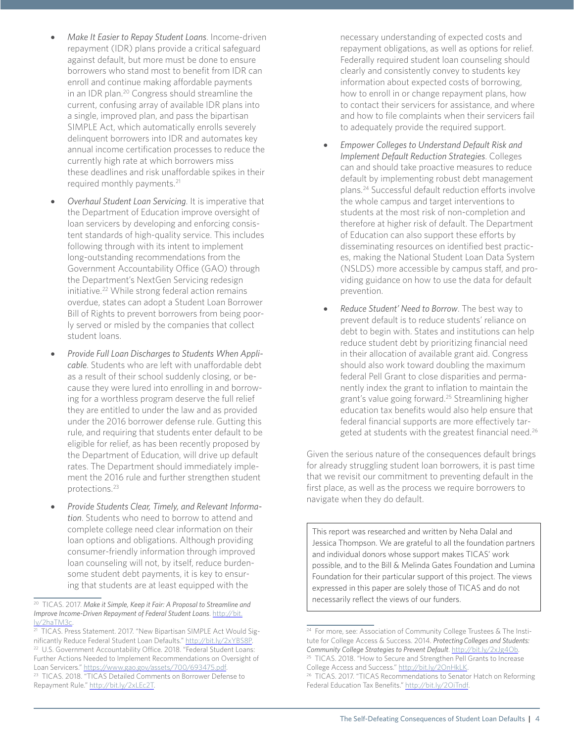- *Make It Easier to Repay Student Loans*. Income-driven repayment (IDR) plans provide a critical safeguard against default, but more must be done to ensure borrowers who stand most to benefit from IDR can enroll and continue making affordable payments in an IDR plan.[20] Congress should streamline the current, confusing array of available IDR plans into a single, improved plan, and pass the bipartisan SIMPLE Act, which automatically enrolls severely delinquent borrowers into IDR and automates key annual income certification processes to reduce the currently high rate at which borrowers miss these deadlines and risk unaffordable spikes in their required monthly payments.[21]

- *Overhaul Student Loan Servicing*. It is imperative that the Department of Education improve oversight of loan servicers by developing and enforcing consistent standards of high-quality service. This includes following through with its intent to implement long-outstanding recommendations from the Government Accountability Office (GAO) through the Department's NextGen Servicing redesign initiative.[22] While strong federal action remains overdue, states can adopt a Student Loan Borrower Bill of Rights to prevent borrowers from being poorly served or misled by the companies that collect student loans.

- *Provide Full Loan Discharges to Students When Applicable*. Students who are left with unaffordable debt as a result of their school suddenly closing, or because they were lured into enrolling in and borrowing for a worthless program deserve the full relief they are entitled to under the law and as provided under the 2016 borrower defense rule. Gutting this rule, and requiring that students enter default to be eligible for relief, as has been recently proposed by the Department of Education, will drive up default rates. The Department should immediately implement the 2016 rule and further strengthen student protections.[23]

- *Provide Students Clear, Timely, and Relevant Information*. Students who need to borrow to attend and complete college need clear information on their loan options and obligations. Although providing consumer-friendly information through improved loan counseling will not, by itself, reduce burdensome student debt payments, it is key to ensuring that students are at least equipped with the necessary understanding of expected costs and repayment obligations, as well as options for relief. Federally required student loan counseling should clearly and consistently convey to students key information about expected costs of borrowing, how to enroll in or change repayment plans, how to contact their servicers for assistance, and where and how to file complaints when their servicers fail to adequately provide the required support.

- *Empower Colleges to Understand Default Risk and Implement Default Reduction Strategies*. Colleges can and should take proactive measures to reduce default by implementing robust debt management plans.[24] Successful default reduction efforts involve the whole campus and target interventions to students at the most risk of non-completion and therefore at higher risk of default. The Department of Education can also support these efforts by disseminating resources on identified best practices, making the National Student Loan Data System (NSLDS) more accessible by campus staff, and providing guidance on how to use the data for default prevention.

- *Reduce Student' Need to Borrow*. The best way to prevent default is to reduce students' reliance on debt to begin with. States and institutions can help reduce student debt by prioritizing financial need in their allocation of available grant aid. Congress should also work toward doubling the maximum federal Pell Grant to close disparities and permanently index the grant to inflation to maintain the grant's value going forward.[25] Streamlining higher education tax benefits would also help ensure that federal financial supports are more effectively targeted at students with the greatest financial need.[26]

Given the serious nature of the consequences default brings for already struggling student loan borrowers, it is past time that we revisit our commitment to preventing default in the first place, as well as the process we require borrowers to navigate when they do default.

This report was researched and written by Neha Dalal and Jessica Thompson. We are grateful to all the foundation partners and individual donors whose support makes TICAS' work possible, and to the Bill & Melinda Gates Foundation and Lumina Foundation for their particular support of this project. The views expressed in this paper are solely those of TICAS and do not necessarily reflect the views of our funders.

---

[20] TICAS. 2017. *Make it Simple, Keep it Fair: A Proposal to Streamline and Improve Income-Driven Repayment of Federal Student Loans*. http://bit.ly/2haTM3c.

[21] TICAS. Press Statement. 2017. "New Bipartisan SIMPLE Act Would Significantly Reduce Federal Student Loan Defaults." http://bit.ly/2xYBS8P.

[22] U.S. Government Accountability Office. 2018. "Federal Student Loans: Further Actions Needed to Implement Recommendations on Oversight of Loan Servicers." https://www.gao.gov/assets/700/693475.pdf.

[23] TICAS. 2018. "TICAS Detailed Comments on Borrower Defense to Repayment Rule." http://bit.ly/2xLEc2T.

[24] For more, see: Association of Community College Trustees & The Institute for College Access & Success. 2014. *Protecting Colleges and Students: Community College Strategies to Prevent Default*. http://bit.ly/2xJg4Ob.

[25] TICAS. 2018. "How to Secure and Strengthen Pell Grants to Increase College Access and Success." http://bit.ly/2OnHkLK.

[26] TICAS. 2017. "TICAS Recommendations to Senator Hatch on Reforming Federal Education Tax Benefits." http://bit.ly/2OiTndf.